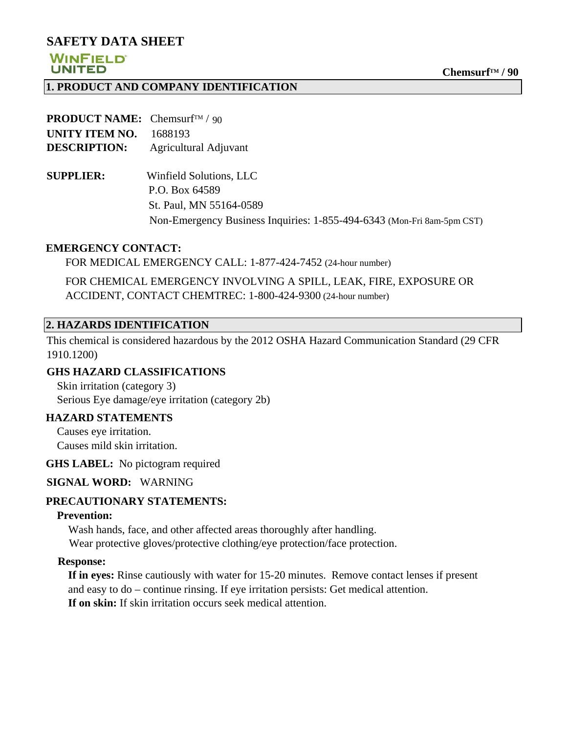# SAFETY DATA SHEET

WINFIELD UNITED

**Chemsurf™ / 90**

## 1. PRODUCT AND COMPANY IDENTIFICATION

**PRODUCT NAME:** Chemsurf™ / 90
**UNITY ITEM NO.** 1688193
**DESCRIPTION:** Agricultural Adjuvant

**SUPPLIER:** Winfield Solutions, LLC
P.O. Box 64589
St. Paul, MN 55164-0589
Non-Emergency Business Inquiries: 1-855-494-6343 (Mon-Fri 8am-5pm CST)

**EMERGENCY CONTACT:**

FOR MEDICAL EMERGENCY CALL: 1-877-424-7452 (24-hour number)

FOR CHEMICAL EMERGENCY INVOLVING A SPILL, LEAK, FIRE, EXPOSURE OR ACCIDENT, CONTACT CHEMTREC: 1-800-424-9300 (24-hour number)

## 2. HAZARDS IDENTIFICATION

This chemical is considered hazardous by the 2012 OSHA Hazard Communication Standard (29 CFR 1910.1200)

**GHS HAZARD CLASSIFICATIONS**

Skin irritation (category 3)
Serious Eye damage/eye irritation (category 2b)

**HAZARD STATEMENTS**

Causes eye irritation.
Causes mild skin irritation.

**GHS LABEL:** No pictogram required

**SIGNAL WORD:** WARNING

**PRECAUTIONARY STATEMENTS:**

**Prevention:**

Wash hands, face, and other affected areas thoroughly after handling.
Wear protective gloves/protective clothing/eye protection/face protection.

**Response:**

**If in eyes:** Rinse cautiously with water for 15-20 minutes. Remove contact lenses if present and easy to do – continue rinsing. If eye irritation persists: Get medical attention.
**If on skin:** If skin irritation occurs seek medical attention.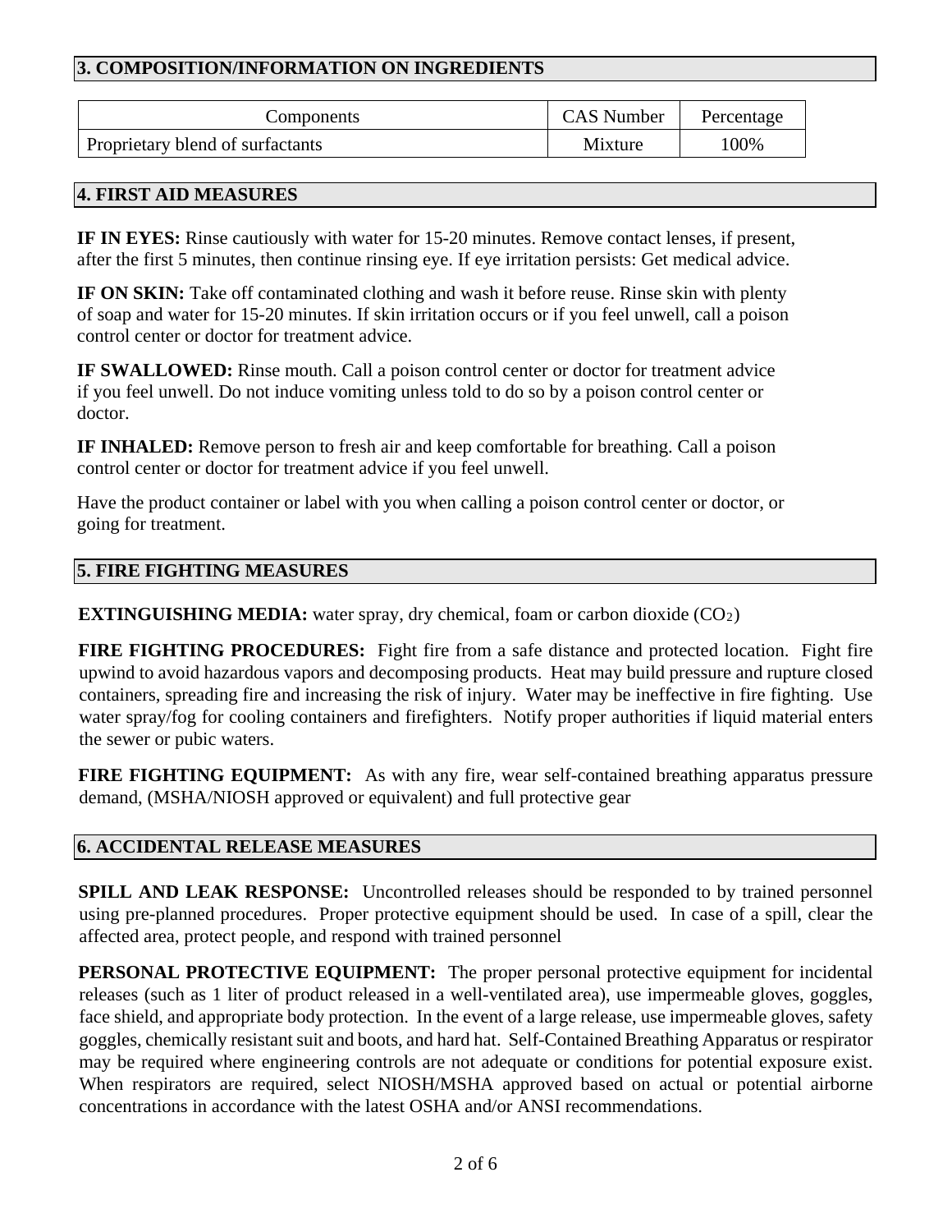## 3. COMPOSITION/INFORMATION ON INGREDIENTS

| Components | CAS Number | Percentage |
|---|---|---|
| Proprietary blend of surfactants | Mixture | 100% |

## 4. FIRST AID MEASURES

**IF IN EYES:** Rinse cautiously with water for 15-20 minutes. Remove contact lenses, if present, after the first 5 minutes, then continue rinsing eye. If eye irritation persists: Get medical advice.

**IF ON SKIN:** Take off contaminated clothing and wash it before reuse. Rinse skin with plenty of soap and water for 15-20 minutes. If skin irritation occurs or if you feel unwell, call a poison control center or doctor for treatment advice.

**IF SWALLOWED:** Rinse mouth. Call a poison control center or doctor for treatment advice if you feel unwell. Do not induce vomiting unless told to do so by a poison control center or doctor.

**IF INHALED:** Remove person to fresh air and keep comfortable for breathing. Call a poison control center or doctor for treatment advice if you feel unwell.

Have the product container or label with you when calling a poison control center or doctor, or going for treatment.

## 5. FIRE FIGHTING MEASURES

**EXTINGUISHING MEDIA:** water spray, dry chemical, foam or carbon dioxide ($CO_2$)

**FIRE FIGHTING PROCEDURES:** Fight fire from a safe distance and protected location. Fight fire upwind to avoid hazardous vapors and decomposing products. Heat may build pressure and rupture closed containers, spreading fire and increasing the risk of injury. Water may be ineffective in fire fighting. Use water spray/fog for cooling containers and firefighters. Notify proper authorities if liquid material enters the sewer or pubic waters.

**FIRE FIGHTING EQUIPMENT:** As with any fire, wear self-contained breathing apparatus pressure demand, (MSHA/NIOSH approved or equivalent) and full protective gear

## 6. ACCIDENTAL RELEASE MEASURES

**SPILL AND LEAK RESPONSE:** Uncontrolled releases should be responded to by trained personnel using pre-planned procedures. Proper protective equipment should be used. In case of a spill, clear the affected area, protect people, and respond with trained personnel

**PERSONAL PROTECTIVE EQUIPMENT:** The proper personal protective equipment for incidental releases (such as 1 liter of product released in a well-ventilated area), use impermeable gloves, goggles, face shield, and appropriate body protection. In the event of a large release, use impermeable gloves, safety goggles, chemically resistant suit and boots, and hard hat. Self-Contained Breathing Apparatus or respirator may be required where engineering controls are not adequate or conditions for potential exposure exist. When respirators are required, select NIOSH/MSHA approved based on actual or potential airborne concentrations in accordance with the latest OSHA and/or ANSI recommendations.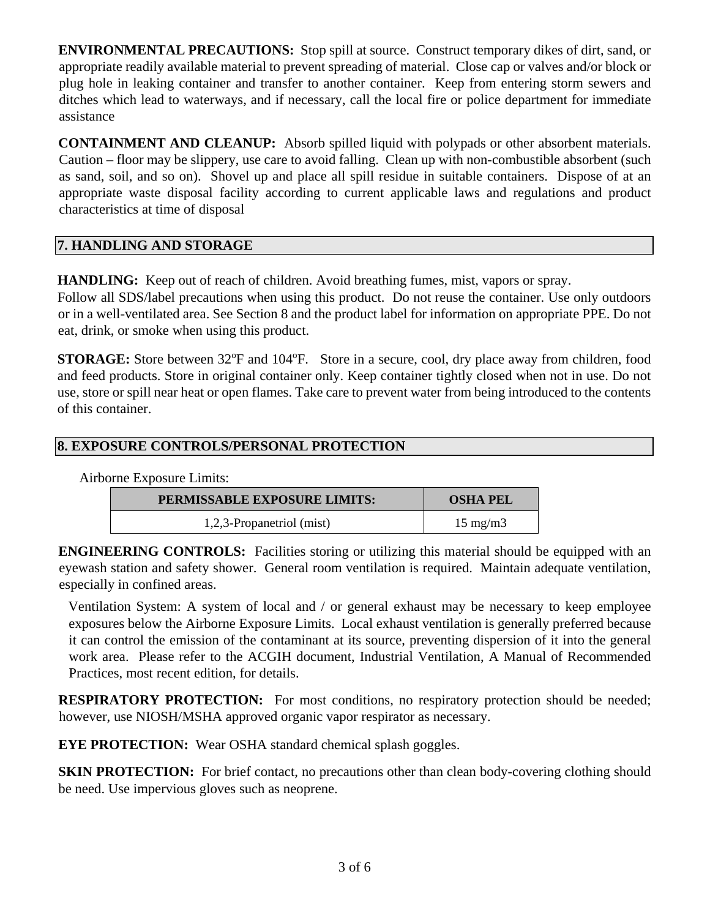**ENVIRONMENTAL PRECAUTIONS:** Stop spill at source. Construct temporary dikes of dirt, sand, or appropriate readily available material to prevent spreading of material. Close cap or valves and/or block or plug hole in leaking container and transfer to another container. Keep from entering storm sewers and ditches which lead to waterways, and if necessary, call the local fire or police department for immediate assistance

**CONTAINMENT AND CLEANUP:** Absorb spilled liquid with polypads or other absorbent materials. Caution – floor may be slippery, use care to avoid falling. Clean up with non-combustible absorbent (such as sand, soil, and so on). Shovel up and place all spill residue in suitable containers. Dispose of at an appropriate waste disposal facility according to current applicable laws and regulations and product characteristics at time of disposal

## 7. HANDLING AND STORAGE

**HANDLING:** Keep out of reach of children. Avoid breathing fumes, mist, vapors or spray.
Follow all SDS/label precautions when using this product. Do not reuse the container. Use only outdoors or in a well-ventilated area. See Section 8 and the product label for information on appropriate PPE. Do not eat, drink, or smoke when using this product.

**STORAGE:** Store between 32°F and 104°F. Store in a secure, cool, dry place away from children, food and feed products. Store in original container only. Keep container tightly closed when not in use. Do not use, store or spill near heat or open flames. Take care to prevent water from being introduced to the contents of this container.

## 8. EXPOSURE CONTROLS/PERSONAL PROTECTION

Airborne Exposure Limits:

| PERMISSABLE EXPOSURE LIMITS: | OSHA PEL |
|---|---|
| 1,2,3-Propanetriol (mist) | 15 mg/m3 |

**ENGINEERING CONTROLS:** Facilities storing or utilizing this material should be equipped with an eyewash station and safety shower. General room ventilation is required. Maintain adequate ventilation, especially in confined areas.

Ventilation System: A system of local and / or general exhaust may be necessary to keep employee exposures below the Airborne Exposure Limits. Local exhaust ventilation is generally preferred because it can control the emission of the contaminant at its source, preventing dispersion of it into the general work area. Please refer to the ACGIH document, Industrial Ventilation, A Manual of Recommended Practices, most recent edition, for details.

**RESPIRATORY PROTECTION:** For most conditions, no respiratory protection should be needed; however, use NIOSH/MSHA approved organic vapor respirator as necessary.

**EYE PROTECTION:** Wear OSHA standard chemical splash goggles.

**SKIN PROTECTION:** For brief contact, no precautions other than clean body-covering clothing should be need. Use impervious gloves such as neoprene.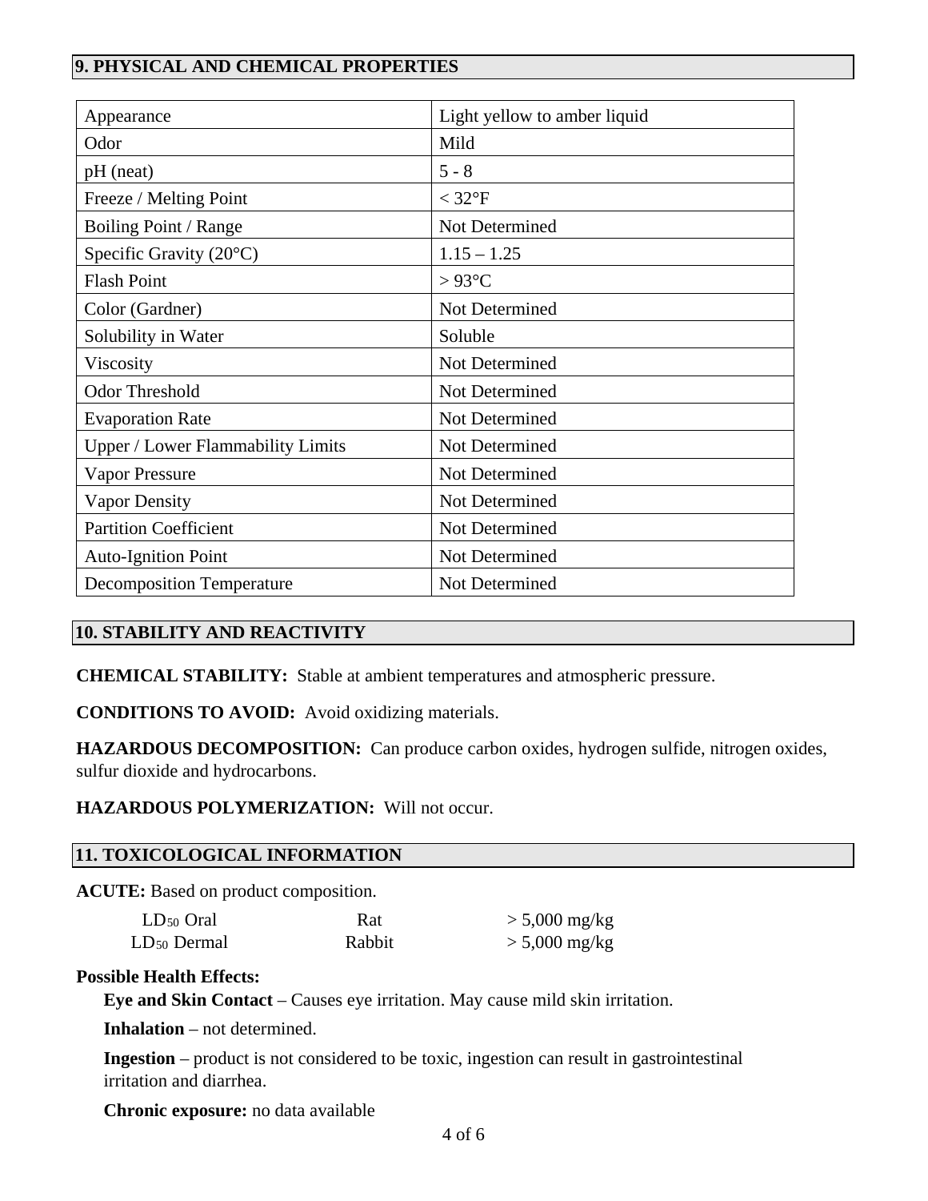## 9. PHYSICAL AND CHEMICAL PROPERTIES

| Property | Value |
|---|---|
| Appearance | Light yellow to amber liquid |
| Odor | Mild |
| pH (neat) | 5 - 8 |
| Freeze / Melting Point | < 32°F |
| Boiling Point / Range | Not Determined |
| Specific Gravity (20°C) | 1.15 – 1.25 |
| Flash Point | > 93°C |
| Color (Gardner) | Not Determined |
| Solubility in Water | Soluble |
| Viscosity | Not Determined |
| Odor Threshold | Not Determined |
| Evaporation Rate | Not Determined |
| Upper / Lower Flammability Limits | Not Determined |
| Vapor Pressure | Not Determined |
| Vapor Density | Not Determined |
| Partition Coefficient | Not Determined |
| Auto-Ignition Point | Not Determined |
| Decomposition Temperature | Not Determined |

## 10. STABILITY AND REACTIVITY

**CHEMICAL STABILITY:** Stable at ambient temperatures and atmospheric pressure.

**CONDITIONS TO AVOID:** Avoid oxidizing materials.

**HAZARDOUS DECOMPOSITION:** Can produce carbon oxides, hydrogen sulfide, nitrogen oxides, sulfur dioxide and hydrocarbons.

**HAZARDOUS POLYMERIZATION:** Will not occur.

## 11. TOXICOLOGICAL INFORMATION

**ACUTE:** Based on product composition.

| Test | Species | Value |
|---|---|---|
| $LD_{50}$ Oral | Rat | > 5,000 mg/kg |
| $LD_{50}$ Dermal | Rabbit | > 5,000 mg/kg |

**Possible Health Effects:**

**Eye and Skin Contact** – Causes eye irritation. May cause mild skin irritation.

**Inhalation** – not determined.

**Ingestion** – product is not considered to be toxic, ingestion can result in gastrointestinal irritation and diarrhea.

**Chronic exposure:** no data available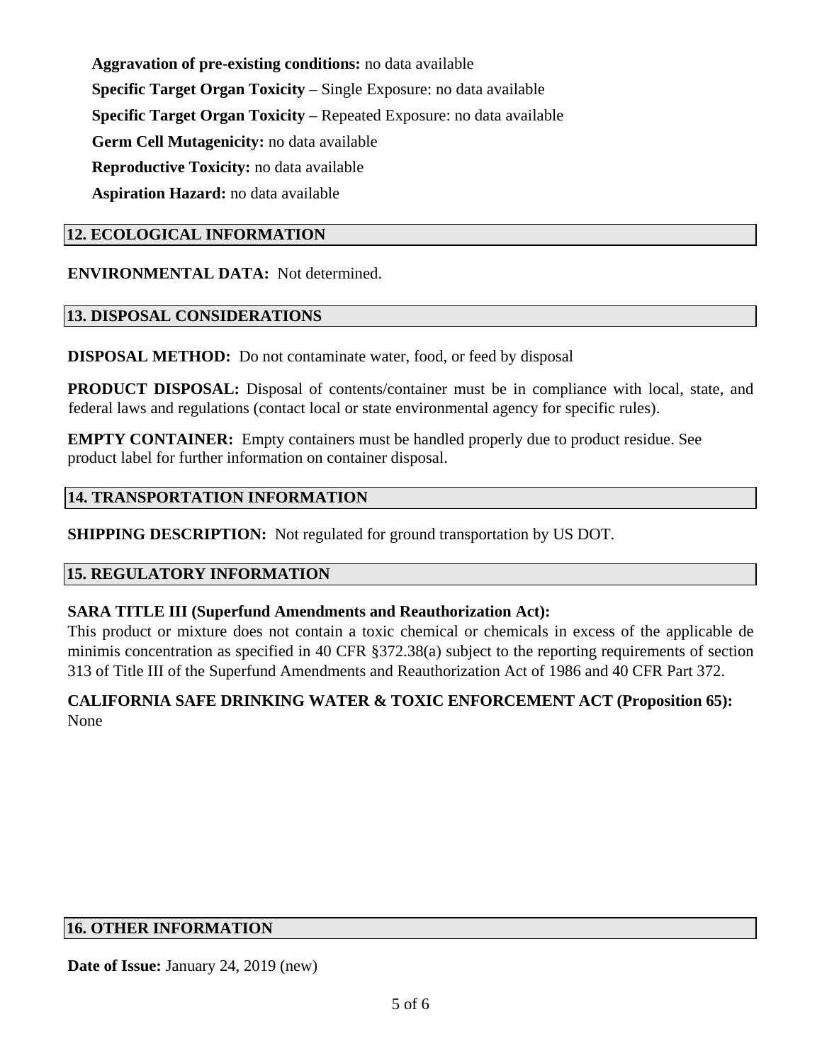**Aggravation of pre-existing conditions:** no data available

**Specific Target Organ Toxicity** – Single Exposure: no data available

**Specific Target Organ Toxicity** – Repeated Exposure: no data available

**Germ Cell Mutagenicity:** no data available

**Reproductive Toxicity:** no data available

**Aspiration Hazard:** no data available

## 12. ECOLOGICAL INFORMATION

**ENVIRONMENTAL DATA:** Not determined.

## 13. DISPOSAL CONSIDERATIONS

**DISPOSAL METHOD:** Do not contaminate water, food, or feed by disposal

**PRODUCT DISPOSAL:** Disposal of contents/container must be in compliance with local, state, and federal laws and regulations (contact local or state environmental agency for specific rules).

**EMPTY CONTAINER:** Empty containers must be handled properly due to product residue. See product label for further information on container disposal.

## 14. TRANSPORTATION INFORMATION

**SHIPPING DESCRIPTION:** Not regulated for ground transportation by US DOT.

## 15. REGULATORY INFORMATION

**SARA TITLE III (Superfund Amendments and Reauthorization Act):**
This product or mixture does not contain a toxic chemical or chemicals in excess of the applicable de minimis concentration as specified in 40 CFR §372.38(a) subject to the reporting requirements of section 313 of Title III of the Superfund Amendments and Reauthorization Act of 1986 and 40 CFR Part 372.

**CALIFORNIA SAFE DRINKING WATER & TOXIC ENFORCEMENT ACT (Proposition 65):**
None

## 16. OTHER INFORMATION

**Date of Issue:** January 24, 2019 (new)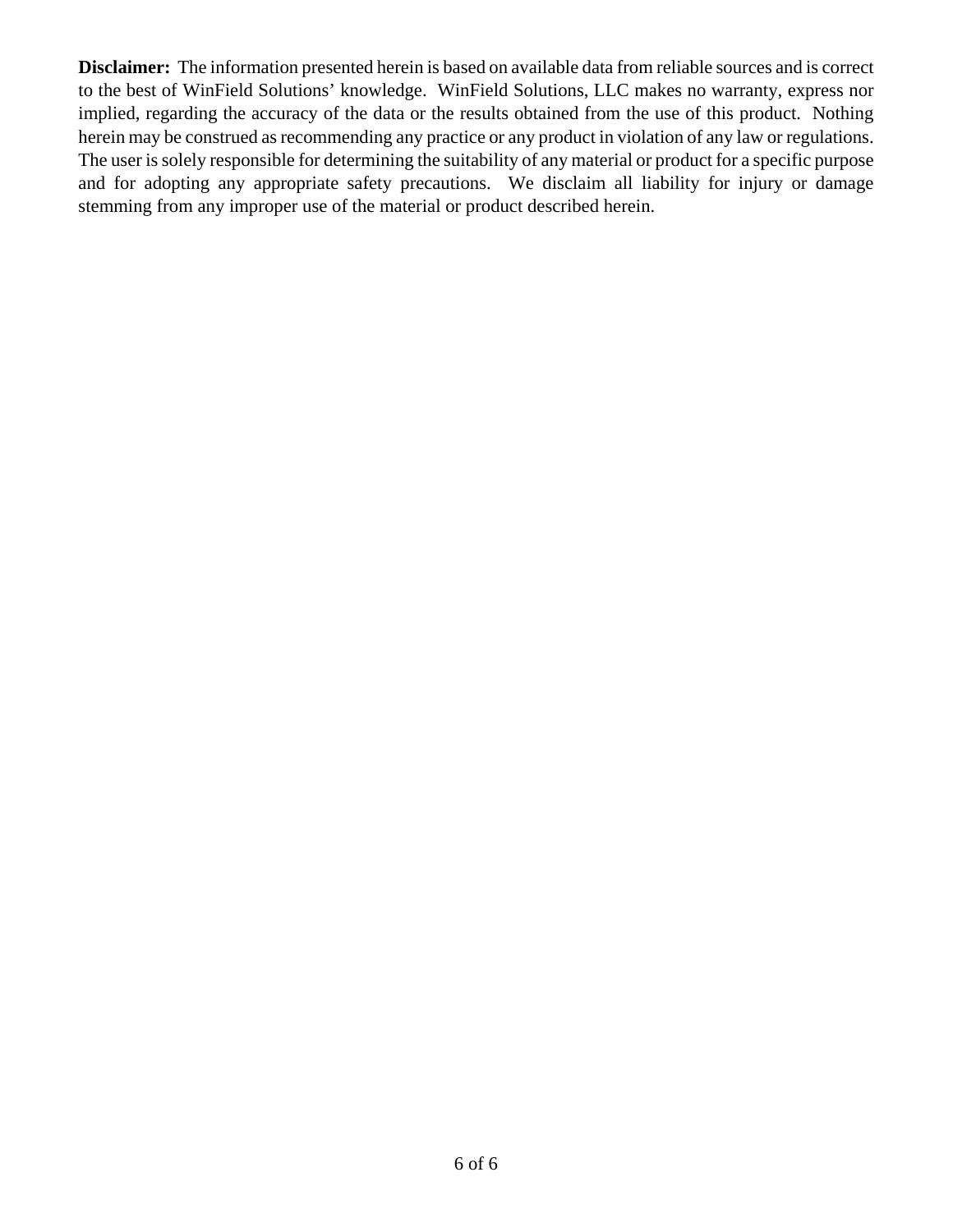**Disclaimer:** The information presented herein is based on available data from reliable sources and is correct to the best of WinField Solutions' knowledge. WinField Solutions, LLC makes no warranty, express nor implied, regarding the accuracy of the data or the results obtained from the use of this product. Nothing herein may be construed as recommending any practice or any product in violation of any law or regulations. The user is solely responsible for determining the suitability of any material or product for a specific purpose and for adopting any appropriate safety precautions. We disclaim all liability for injury or damage stemming from any improper use of the material or product described herein.